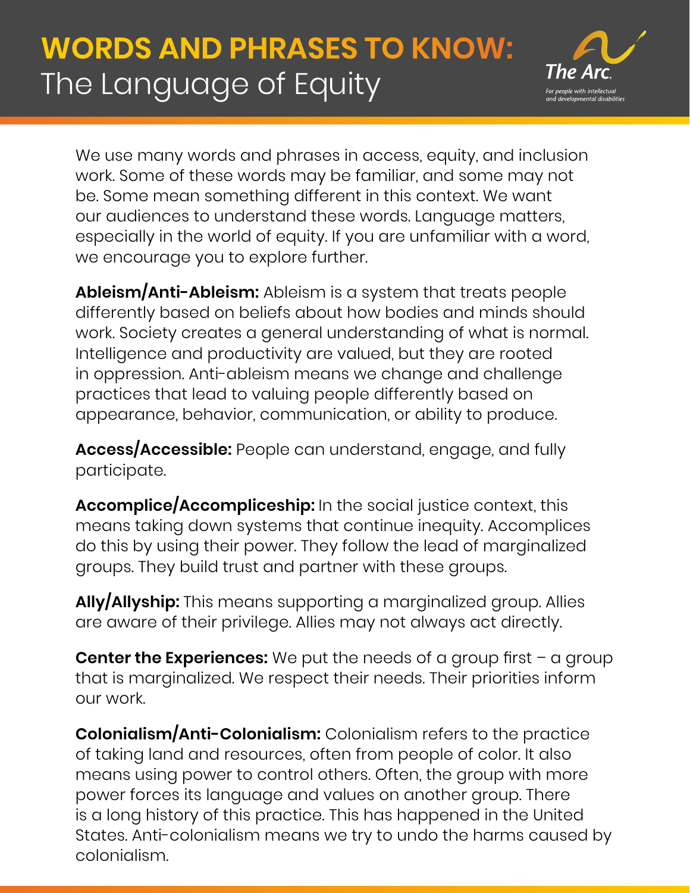# WORDS AND PHRASES TO KNOW: The Language of Equity

We use many words and phrases in access, equity, and inclusion work. Some of these words may be familiar, and some may not be. Some mean something different in this context. We want our audiences to understand these words. Language matters, especially in the world of equity. If you are unfamiliar with a word, we encourage you to explore further.

**Ableism/Anti-Ableism:** Ableism is a system that treats people differently based on beliefs about how bodies and minds should work. Society creates a general understanding of what is normal. Intelligence and productivity are valued, but they are rooted in oppression. Anti-ableism means we change and challenge practices that lead to valuing people differently based on appearance, behavior, communication, or ability to produce.

**Access/Accessible:** People can understand, engage, and fully participate.

**Accomplice/Accompliceship:** In the social justice context, this means taking down systems that continue inequity. Accomplices do this by using their power. They follow the lead of marginalized groups. They build trust and partner with these groups.

**Ally/Allyship:** This means supporting a marginalized group. Allies are aware of their privilege. Allies may not always act directly.

**Center the Experiences:** We put the needs of a group first – a group that is marginalized. We respect their needs. Their priorities inform our work.

**Colonialism/Anti-Colonialism:** Colonialism refers to the practice of taking land and resources, often from people of color. It also means using power to control others. Often, the group with more power forces its language and values on another group. There is a long history of this practice. This has happened in the United States. Anti-colonialism means we try to undo the harms caused by colonialism.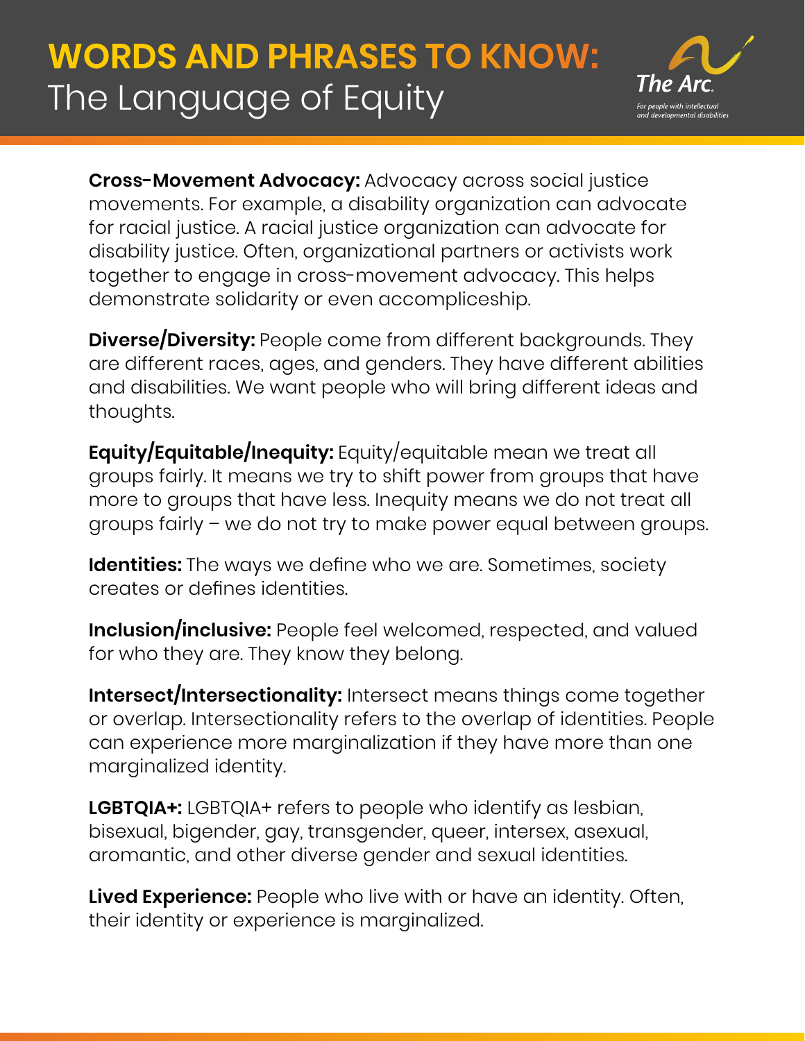# WORDS AND PHRASES TO KNOW: The Language of Equity

**Cross-Movement Advocacy:** Advocacy across social justice movements. For example, a disability organization can advocate for racial justice. A racial justice organization can advocate for disability justice. Often, organizational partners or activists work together to engage in cross-movement advocacy. This helps demonstrate solidarity or even accompliceship.

**Diverse/Diversity:** People come from different backgrounds. They are different races, ages, and genders. They have different abilities and disabilities. We want people who will bring different ideas and thoughts.

**Equity/Equitable/Inequity:** Equity/equitable mean we treat all groups fairly. It means we try to shift power from groups that have more to groups that have less. Inequity means we do not treat all groups fairly – we do not try to make power equal between groups.

**Identities:** The ways we define who we are. Sometimes, society creates or defines identities.

**Inclusion/inclusive:** People feel welcomed, respected, and valued for who they are. They know they belong.

**Intersect/Intersectionality:** Intersect means things come together or overlap. Intersectionality refers to the overlap of identities. People can experience more marginalization if they have more than one marginalized identity.

**LGBTQIA+:** LGBTQIA+ refers to people who identify as lesbian, bisexual, bigender, gay, transgender, queer, intersex, asexual, aromantic, and other diverse gender and sexual identities.

**Lived Experience:** People who live with or have an identity. Often, their identity or experience is marginalized.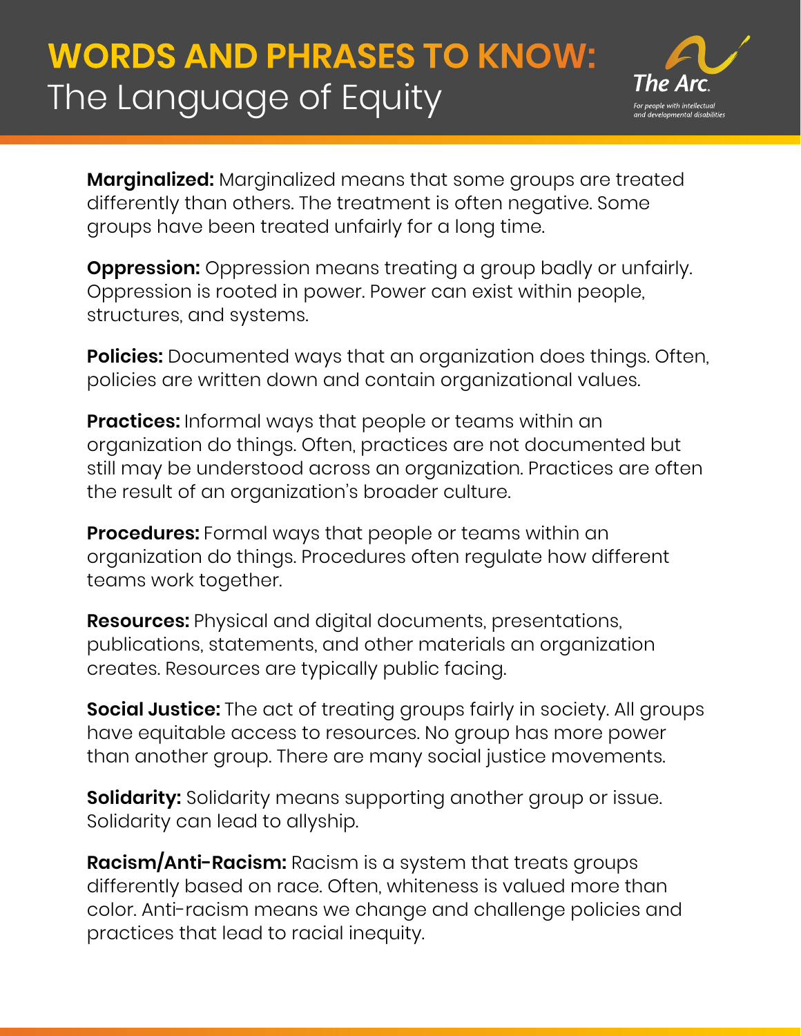# WORDS AND PHRASES TO KNOW: The Language of Equity

**Marginalized:** Marginalized means that some groups are treated differently than others. The treatment is often negative. Some groups have been treated unfairly for a long time.

**Oppression:** Oppression means treating a group badly or unfairly. Oppression is rooted in power. Power can exist within people, structures, and systems.

**Policies:** Documented ways that an organization does things. Often, policies are written down and contain organizational values.

**Practices:** Informal ways that people or teams within an organization do things. Often, practices are not documented but still may be understood across an organization. Practices are often the result of an organization's broader culture.

**Procedures:** Formal ways that people or teams within an organization do things. Procedures often regulate how different teams work together.

**Resources:** Physical and digital documents, presentations, publications, statements, and other materials an organization creates. Resources are typically public facing.

**Social Justice:** The act of treating groups fairly in society. All groups have equitable access to resources. No group has more power than another group. There are many social justice movements.

**Solidarity:** Solidarity means supporting another group or issue. Solidarity can lead to allyship.

**Racism/Anti-Racism:** Racism is a system that treats groups differently based on race. Often, whiteness is valued more than color. Anti-racism means we change and challenge policies and practices that lead to racial inequity.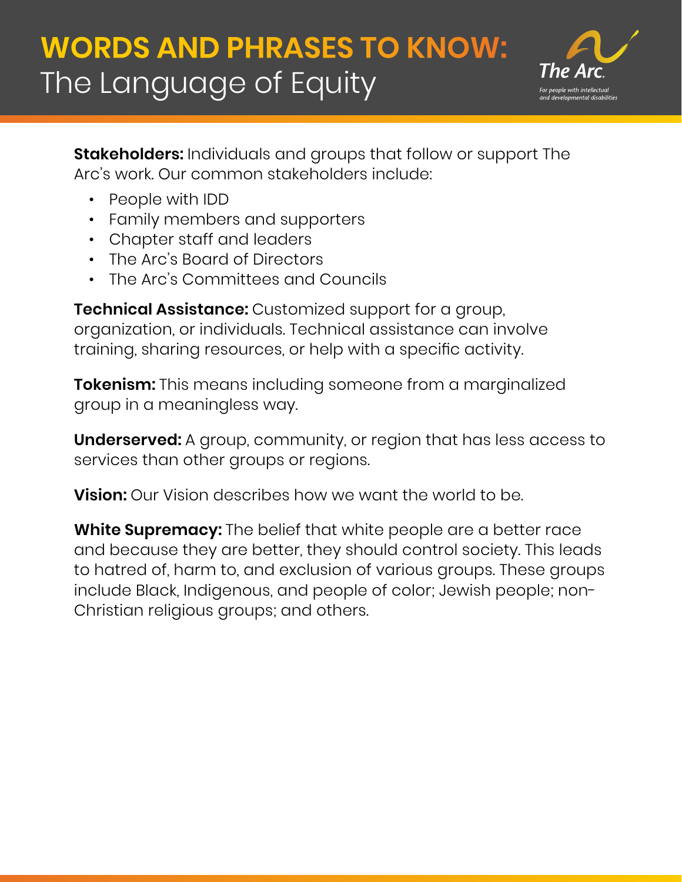# WORDS AND PHRASES TO KNOW: The Language of Equity

**Stakeholders:** Individuals and groups that follow or support The Arc's work. Our common stakeholders include:

- People with IDD
- Family members and supporters
- Chapter staff and leaders
- The Arc's Board of Directors
- The Arc's Committees and Councils

**Technical Assistance:** Customized support for a group, organization, or individuals. Technical assistance can involve training, sharing resources, or help with a specific activity.

**Tokenism:** This means including someone from a marginalized group in a meaningless way.

**Underserved:** A group, community, or region that has less access to services than other groups or regions.

**Vision:** Our Vision describes how we want the world to be.

**White Supremacy:** The belief that white people are a better race and because they are better, they should control society. This leads to hatred of, harm to, and exclusion of various groups. These groups include Black, Indigenous, and people of color; Jewish people; non-Christian religious groups; and others.